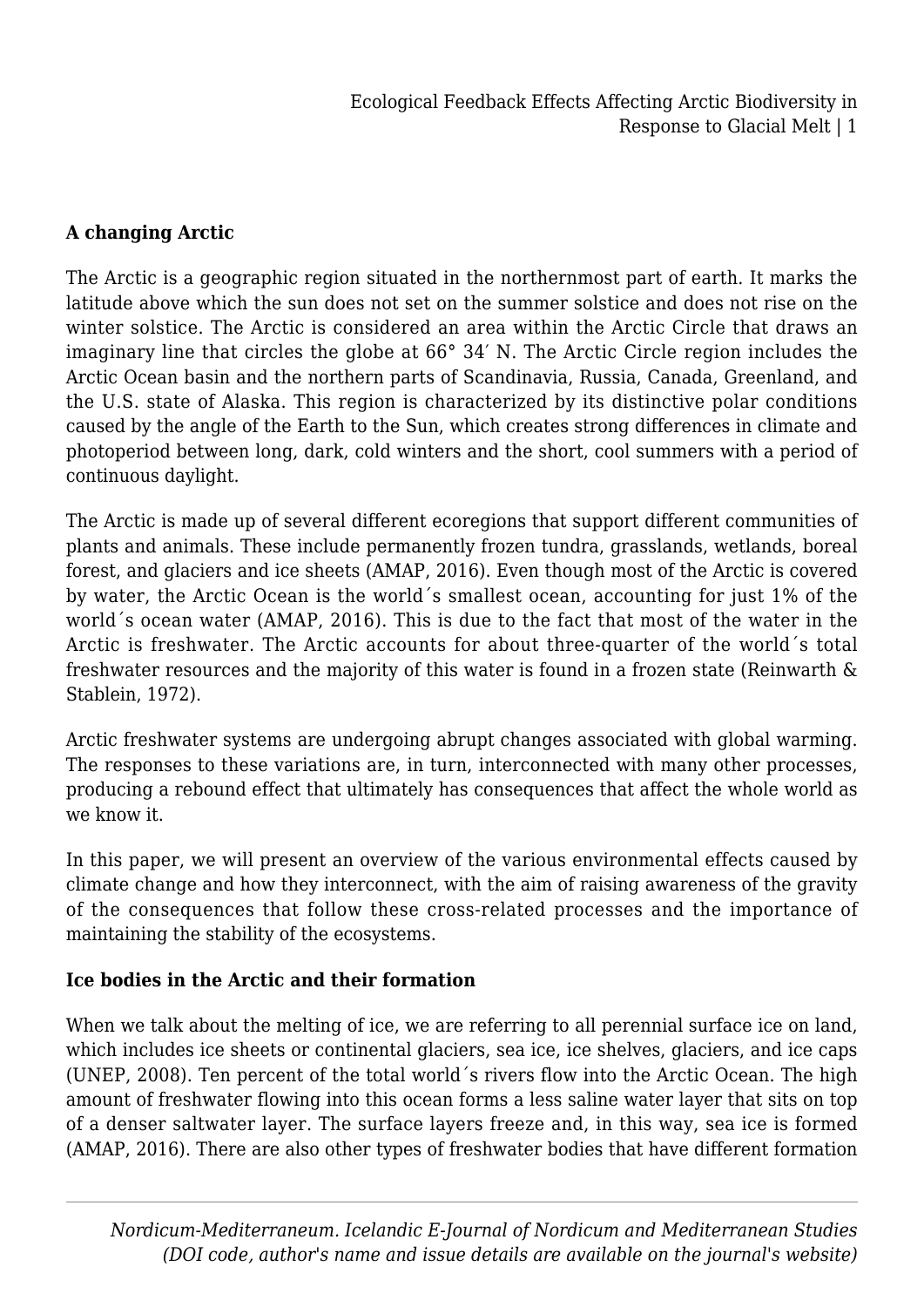## A changing Arctic

The Arctic is a geographic region situated in the northernmost part of earth. It marks the latitude above which the sun does not set on the summer solstice and does not rise on the winter solstice. The Arctic is considered an area within the Arctic Circle that draws an imaginary line that circles the globe at 66° 34′ N. The Arctic Circle region includes the Arctic Ocean basin and the northern parts of Scandinavia, Russia, Canada, Greenland, and the U.S. state of Alaska. This region is characterized by its distinctive polar conditions caused by the angle of the Earth to the Sun, which creates strong differences in climate and photoperiod between long, dark, cold winters and the short, cool summers with a period of continuous daylight.

The Arctic is made up of several different ecoregions that support different communities of plants and animals. These include permanently frozen tundra, grasslands, wetlands, boreal forest, and glaciers and ice sheets (AMAP, 2016). Even though most of the Arctic is covered by water, the Arctic Ocean is the world´s smallest ocean, accounting for just 1% of the world´s ocean water (AMAP, 2016). This is due to the fact that most of the water in the Arctic is freshwater. The Arctic accounts for about three-quarter of the world´s total freshwater resources and the majority of this water is found in a frozen state (Reinwarth & Stablein, 1972).

Arctic freshwater systems are undergoing abrupt changes associated with global warming. The responses to these variations are, in turn, interconnected with many other processes, producing a rebound effect that ultimately has consequences that affect the whole world as we know it.

In this paper, we will present an overview of the various environmental effects caused by climate change and how they interconnect, with the aim of raising awareness of the gravity of the consequences that follow these cross-related processes and the importance of maintaining the stability of the ecosystems.

## Ice bodies in the Arctic and their formation

When we talk about the melting of ice, we are referring to all perennial surface ice on land, which includes ice sheets or continental glaciers, sea ice, ice shelves, glaciers, and ice caps (UNEP, 2008). Ten percent of the total world´s rivers flow into the Arctic Ocean. The high amount of freshwater flowing into this ocean forms a less saline water layer that sits on top of a denser saltwater layer. The surface layers freeze and, in this way, sea ice is formed (AMAP, 2016). There are also other types of freshwater bodies that have different formation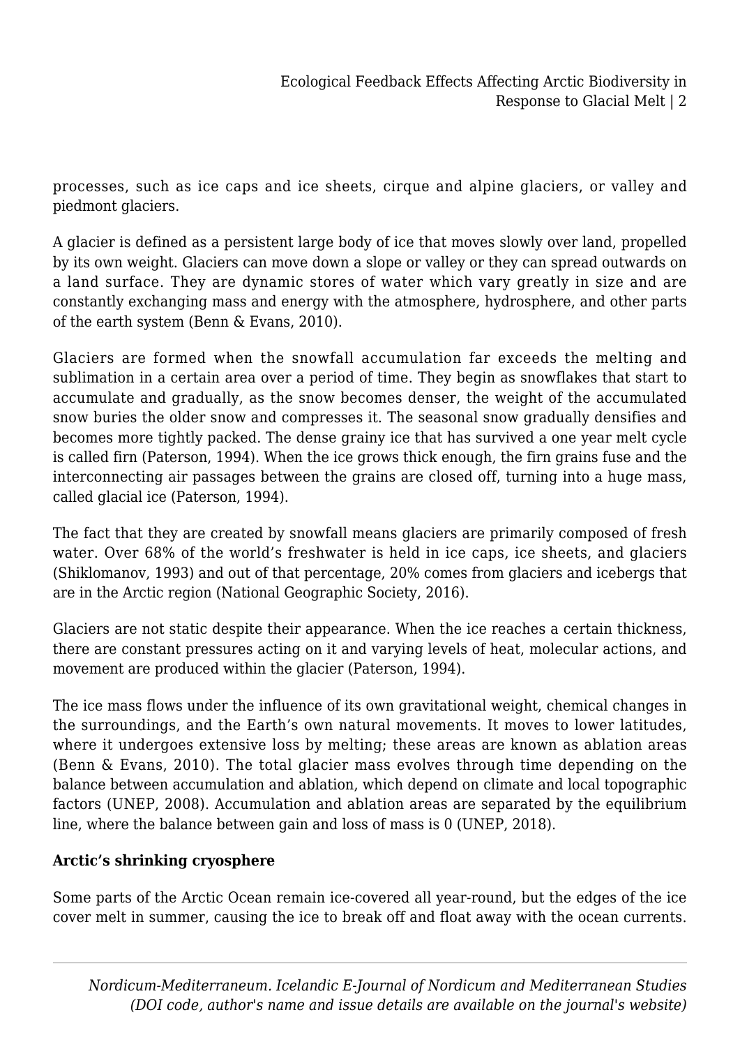processes, such as ice caps and ice sheets, cirque and alpine glaciers, or valley and piedmont glaciers.

A glacier is defined as a persistent large body of ice that moves slowly over land, propelled by its own weight. Glaciers can move down a slope or valley or they can spread outwards on a land surface. They are dynamic stores of water which vary greatly in size and are constantly exchanging mass and energy with the atmosphere, hydrosphere, and other parts of the earth system (Benn & Evans, 2010).

Glaciers are formed when the snowfall accumulation far exceeds the melting and sublimation in a certain area over a period of time. They begin as snowflakes that start to accumulate and gradually, as the snow becomes denser, the weight of the accumulated snow buries the older snow and compresses it. The seasonal snow gradually densifies and becomes more tightly packed. The dense grainy ice that has survived a one year melt cycle is called firn (Paterson, 1994). When the ice grows thick enough, the firn grains fuse and the interconnecting air passages between the grains are closed off, turning into a huge mass, called glacial ice (Paterson, 1994).

The fact that they are created by snowfall means glaciers are primarily composed of fresh water. Over 68% of the world's freshwater is held in ice caps, ice sheets, and glaciers (Shiklomanov, 1993) and out of that percentage, 20% comes from glaciers and icebergs that are in the Arctic region (National Geographic Society, 2016).

Glaciers are not static despite their appearance. When the ice reaches a certain thickness, there are constant pressures acting on it and varying levels of heat, molecular actions, and movement are produced within the glacier (Paterson, 1994).

The ice mass flows under the influence of its own gravitational weight, chemical changes in the surroundings, and the Earth's own natural movements. It moves to lower latitudes, where it undergoes extensive loss by melting; these areas are known as ablation areas (Benn & Evans, 2010). The total glacier mass evolves through time depending on the balance between accumulation and ablation, which depend on climate and local topographic factors (UNEP, 2008). Accumulation and ablation areas are separated by the equilibrium line, where the balance between gain and loss of mass is 0 (UNEP, 2018).

**Arctic's shrinking cryosphere**

Some parts of the Arctic Ocean remain ice-covered all year-round, but the edges of the ice cover melt in summer, causing the ice to break off and float away with the ocean currents.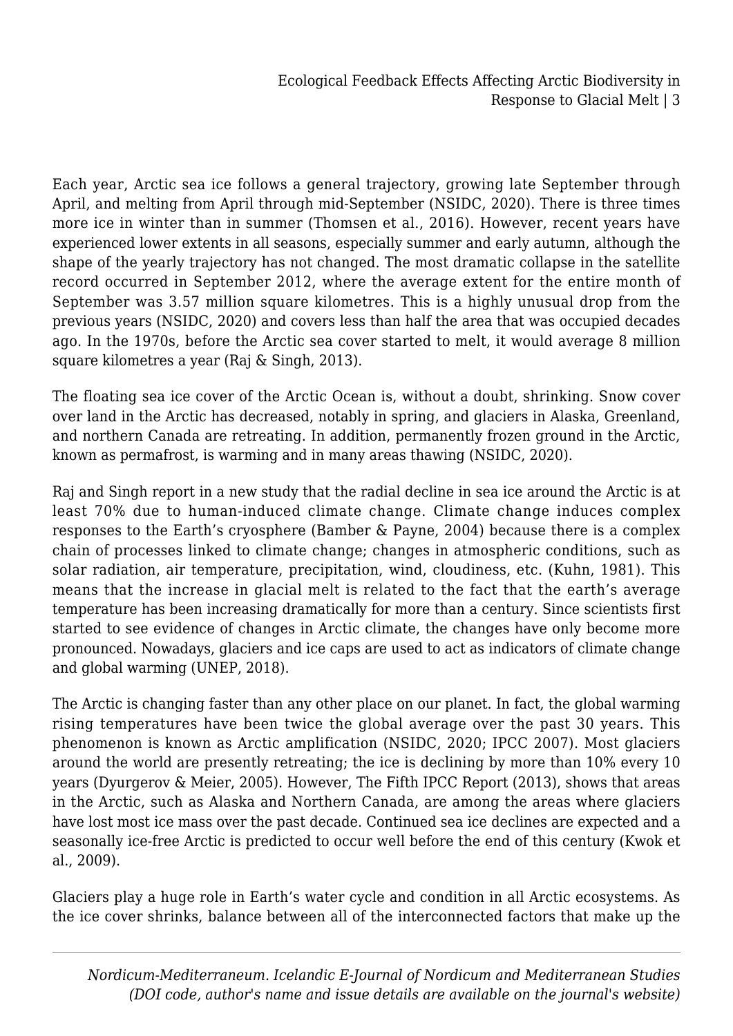Each year, Arctic sea ice follows a general trajectory, growing late September through April, and melting from April through mid-September (NSIDC, 2020). There is three times more ice in winter than in summer (Thomsen et al., 2016). However, recent years have experienced lower extents in all seasons, especially summer and early autumn, although the shape of the yearly trajectory has not changed. The most dramatic collapse in the satellite record occurred in September 2012, where the average extent for the entire month of September was 3.57 million square kilometres. This is a highly unusual drop from the previous years (NSIDC, 2020) and covers less than half the area that was occupied decades ago. In the 1970s, before the Arctic sea cover started to melt, it would average 8 million square kilometres a year (Raj & Singh, 2013).

The floating sea ice cover of the Arctic Ocean is, without a doubt, shrinking. Snow cover over land in the Arctic has decreased, notably in spring, and glaciers in Alaska, Greenland, and northern Canada are retreating. In addition, permanently frozen ground in the Arctic, known as permafrost, is warming and in many areas thawing (NSIDC, 2020).

Raj and Singh report in a new study that the radial decline in sea ice around the Arctic is at least 70% due to human-induced climate change. Climate change induces complex responses to the Earth's cryosphere (Bamber & Payne, 2004) because there is a complex chain of processes linked to climate change; changes in atmospheric conditions, such as solar radiation, air temperature, precipitation, wind, cloudiness, etc. (Kuhn, 1981). This means that the increase in glacial melt is related to the fact that the earth's average temperature has been increasing dramatically for more than a century. Since scientists first started to see evidence of changes in Arctic climate, the changes have only become more pronounced. Nowadays, glaciers and ice caps are used to act as indicators of climate change and global warming (UNEP, 2018).

The Arctic is changing faster than any other place on our planet. In fact, the global warming rising temperatures have been twice the global average over the past 30 years. This phenomenon is known as Arctic amplification (NSIDC, 2020; IPCC 2007). Most glaciers around the world are presently retreating; the ice is declining by more than 10% every 10 years (Dyurgerov & Meier, 2005). However, The Fifth IPCC Report (2013), shows that areas in the Arctic, such as Alaska and Northern Canada, are among the areas where glaciers have lost most ice mass over the past decade. Continued sea ice declines are expected and a seasonally ice-free Arctic is predicted to occur well before the end of this century (Kwok et al., 2009).

Glaciers play a huge role in Earth's water cycle and condition in all Arctic ecosystems. As the ice cover shrinks, balance between all of the interconnected factors that make up the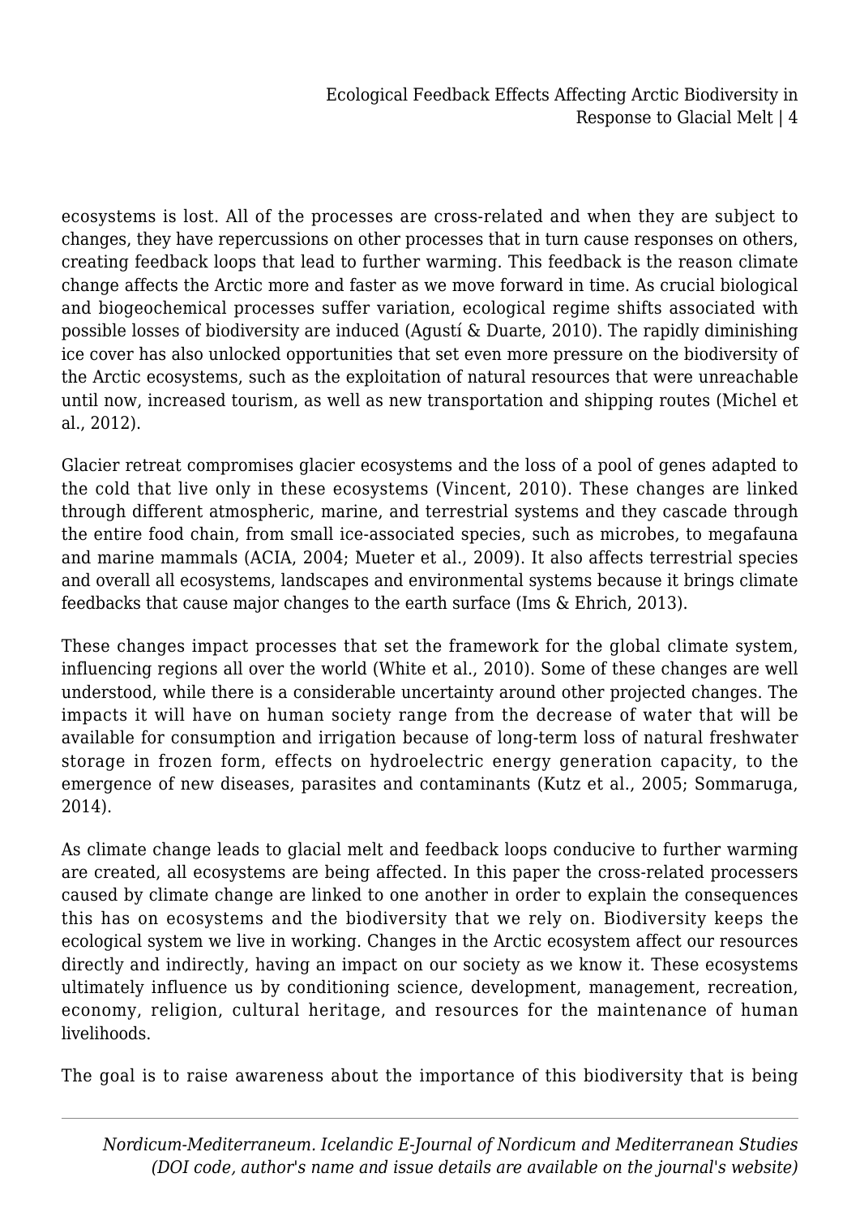ecosystems is lost. All of the processes are cross-related and when they are subject to changes, they have repercussions on other processes that in turn cause responses on others, creating feedback loops that lead to further warming. This feedback is the reason climate change affects the Arctic more and faster as we move forward in time. As crucial biological and biogeochemical processes suffer variation, ecological regime shifts associated with possible losses of biodiversity are induced (Agustí & Duarte, 2010). The rapidly diminishing ice cover has also unlocked opportunities that set even more pressure on the biodiversity of the Arctic ecosystems, such as the exploitation of natural resources that were unreachable until now, increased tourism, as well as new transportation and shipping routes (Michel et al., 2012).

Glacier retreat compromises glacier ecosystems and the loss of a pool of genes adapted to the cold that live only in these ecosystems (Vincent, 2010). These changes are linked through different atmospheric, marine, and terrestrial systems and they cascade through the entire food chain, from small ice-associated species, such as microbes, to megafauna and marine mammals (ACIA, 2004; Mueter et al., 2009). It also affects terrestrial species and overall all ecosystems, landscapes and environmental systems because it brings climate feedbacks that cause major changes to the earth surface (Ims & Ehrich, 2013).

These changes impact processes that set the framework for the global climate system, influencing regions all over the world (White et al., 2010). Some of these changes are well understood, while there is a considerable uncertainty around other projected changes. The impacts it will have on human society range from the decrease of water that will be available for consumption and irrigation because of long-term loss of natural freshwater storage in frozen form, effects on hydroelectric energy generation capacity, to the emergence of new diseases, parasites and contaminants (Kutz et al., 2005; Sommaruga, 2014).

As climate change leads to glacial melt and feedback loops conducive to further warming are created, all ecosystems are being affected. In this paper the cross-related processers caused by climate change are linked to one another in order to explain the consequences this has on ecosystems and the biodiversity that we rely on. Biodiversity keeps the ecological system we live in working. Changes in the Arctic ecosystem affect our resources directly and indirectly, having an impact on our society as we know it. These ecosystems ultimately influence us by conditioning science, development, management, recreation, economy, religion, cultural heritage, and resources for the maintenance of human livelihoods.

The goal is to raise awareness about the importance of this biodiversity that is being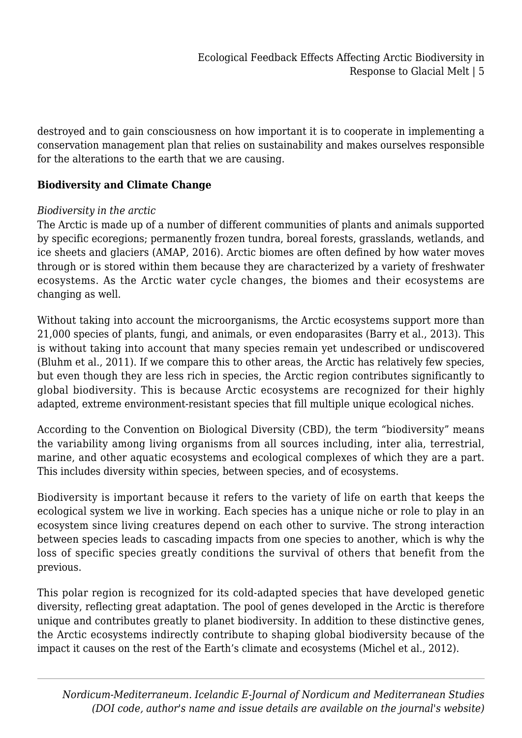destroyed and to gain consciousness on how important it is to cooperate in implementing a conservation management plan that relies on sustainability and makes ourselves responsible for the alterations to the earth that we are causing.

**Biodiversity and Climate Change**

*Biodiversity in the arctic*

The Arctic is made up of a number of different communities of plants and animals supported by specific ecoregions; permanently frozen tundra, boreal forests, grasslands, wetlands, and ice sheets and glaciers (AMAP, 2016). Arctic biomes are often defined by how water moves through or is stored within them because they are characterized by a variety of freshwater ecosystems. As the Arctic water cycle changes, the biomes and their ecosystems are changing as well.

Without taking into account the microorganisms, the Arctic ecosystems support more than 21,000 species of plants, fungi, and animals, or even endoparasites (Barry et al., 2013). This is without taking into account that many species remain yet undescribed or undiscovered (Bluhm et al., 2011). If we compare this to other areas, the Arctic has relatively few species, but even though they are less rich in species, the Arctic region contributes significantly to global biodiversity. This is because Arctic ecosystems are recognized for their highly adapted, extreme environment-resistant species that fill multiple unique ecological niches.

According to the Convention on Biological Diversity (CBD), the term "biodiversity" means the variability among living organisms from all sources including, inter alia, terrestrial, marine, and other aquatic ecosystems and ecological complexes of which they are a part. This includes diversity within species, between species, and of ecosystems.

Biodiversity is important because it refers to the variety of life on earth that keeps the ecological system we live in working. Each species has a unique niche or role to play in an ecosystem since living creatures depend on each other to survive. The strong interaction between species leads to cascading impacts from one species to another, which is why the loss of specific species greatly conditions the survival of others that benefit from the previous.

This polar region is recognized for its cold-adapted species that have developed genetic diversity, reflecting great adaptation. The pool of genes developed in the Arctic is therefore unique and contributes greatly to planet biodiversity. In addition to these distinctive genes, the Arctic ecosystems indirectly contribute to shaping global biodiversity because of the impact it causes on the rest of the Earth's climate and ecosystems (Michel et al., 2012).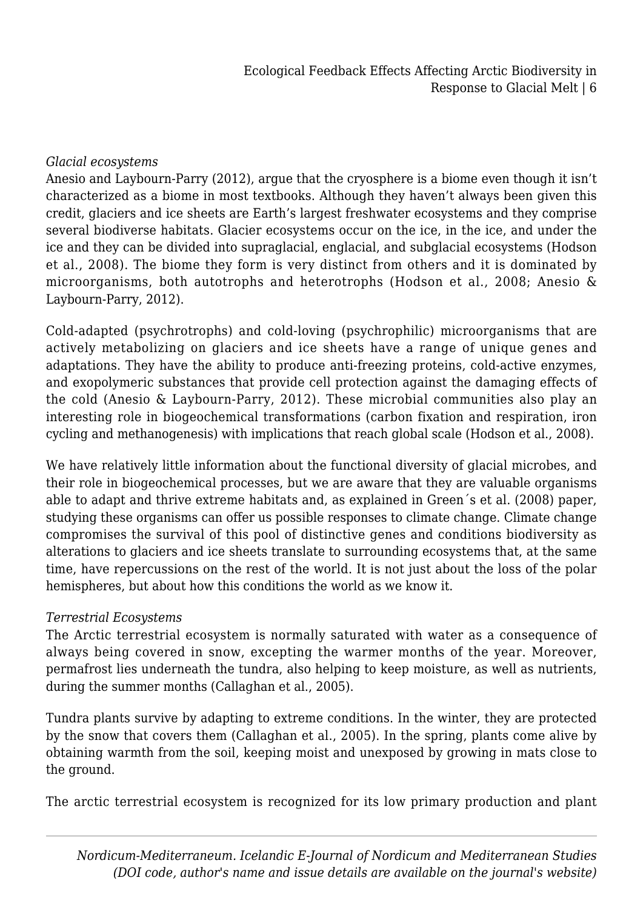*Glacial ecosystems*

Anesio and Laybourn-Parry (2012), argue that the cryosphere is a biome even though it isn't characterized as a biome in most textbooks. Although they haven't always been given this credit, glaciers and ice sheets are Earth's largest freshwater ecosystems and they comprise several biodiverse habitats. Glacier ecosystems occur on the ice, in the ice, and under the ice and they can be divided into supraglacial, englacial, and subglacial ecosystems (Hodson et al., 2008). The biome they form is very distinct from others and it is dominated by microorganisms, both autotrophs and heterotrophs (Hodson et al., 2008; Anesio & Laybourn-Parry, 2012).

Cold-adapted (psychrotrophs) and cold-loving (psychrophilic) microorganisms that are actively metabolizing on glaciers and ice sheets have a range of unique genes and adaptations. They have the ability to produce anti-freezing proteins, cold-active enzymes, and exopolymeric substances that provide cell protection against the damaging effects of the cold (Anesio & Laybourn-Parry, 2012). These microbial communities also play an interesting role in biogeochemical transformations (carbon fixation and respiration, iron cycling and methanogenesis) with implications that reach global scale (Hodson et al., 2008).

We have relatively little information about the functional diversity of glacial microbes, and their role in biogeochemical processes, but we are aware that they are valuable organisms able to adapt and thrive extreme habitats and, as explained in Green´s et al. (2008) paper, studying these organisms can offer us possible responses to climate change. Climate change compromises the survival of this pool of distinctive genes and conditions biodiversity as alterations to glaciers and ice sheets translate to surrounding ecosystems that, at the same time, have repercussions on the rest of the world. It is not just about the loss of the polar hemispheres, but about how this conditions the world as we know it.

*Terrestrial Ecosystems*

The Arctic terrestrial ecosystem is normally saturated with water as a consequence of always being covered in snow, excepting the warmer months of the year. Moreover, permafrost lies underneath the tundra, also helping to keep moisture, as well as nutrients, during the summer months (Callaghan et al., 2005).

Tundra plants survive by adapting to extreme conditions. In the winter, they are protected by the snow that covers them (Callaghan et al., 2005). In the spring, plants come alive by obtaining warmth from the soil, keeping moist and unexposed by growing in mats close to the ground.

The arctic terrestrial ecosystem is recognized for its low primary production and plant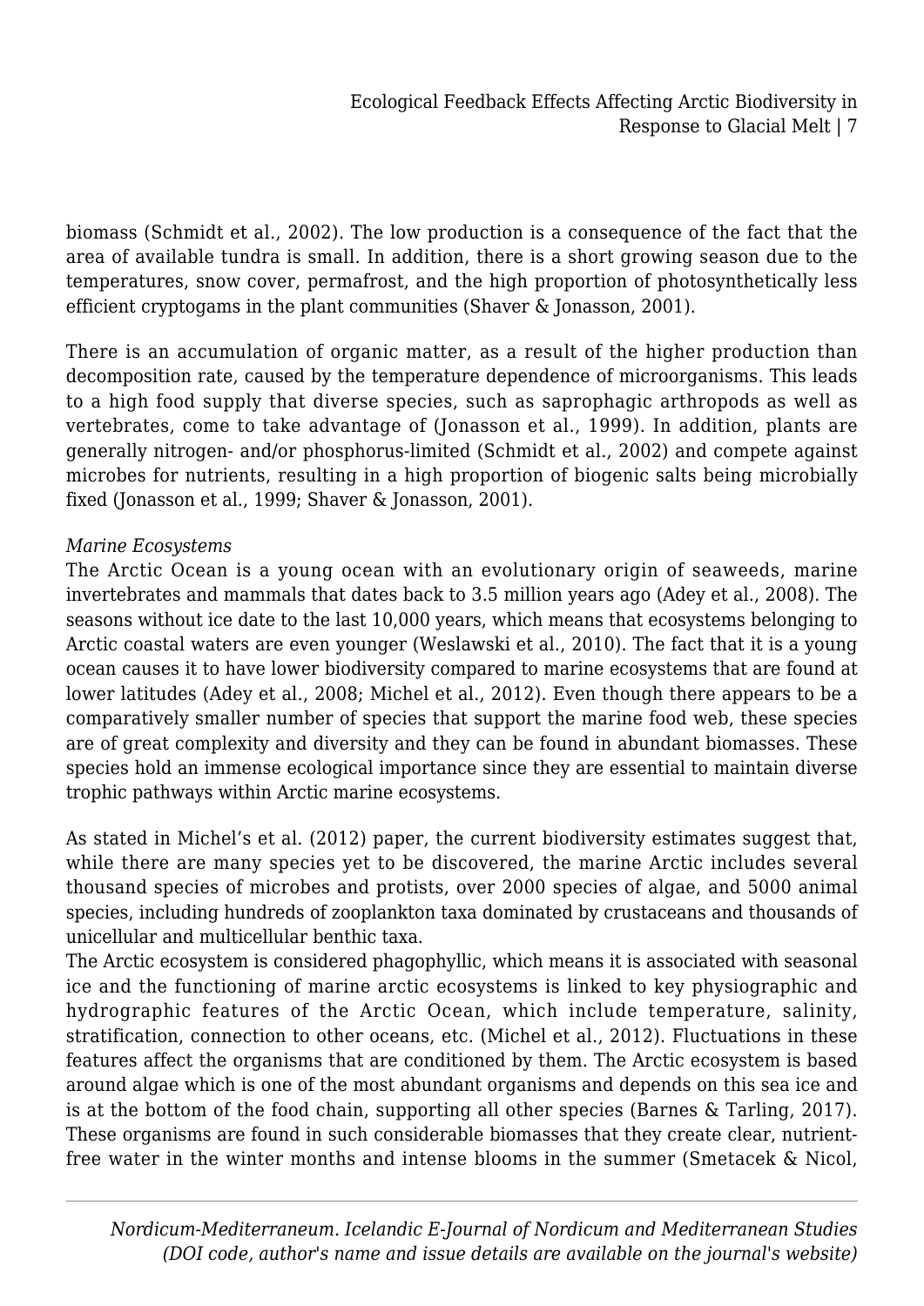biomass (Schmidt et al., 2002). The low production is a consequence of the fact that the area of available tundra is small. In addition, there is a short growing season due to the temperatures, snow cover, permafrost, and the high proportion of photosynthetically less efficient cryptogams in the plant communities (Shaver & Jonasson, 2001).

There is an accumulation of organic matter, as a result of the higher production than decomposition rate, caused by the temperature dependence of microorganisms. This leads to a high food supply that diverse species, such as saprophagic arthropods as well as vertebrates, come to take advantage of (Jonasson et al., 1999). In addition, plants are generally nitrogen- and/or phosphorus-limited (Schmidt et al., 2002) and compete against microbes for nutrients, resulting in a high proportion of biogenic salts being microbially fixed (Jonasson et al., 1999; Shaver & Jonasson, 2001).

*Marine Ecosystems*

The Arctic Ocean is a young ocean with an evolutionary origin of seaweeds, marine invertebrates and mammals that dates back to 3.5 million years ago (Adey et al., 2008). The seasons without ice date to the last 10,000 years, which means that ecosystems belonging to Arctic coastal waters are even younger (Weslawski et al., 2010). The fact that it is a young ocean causes it to have lower biodiversity compared to marine ecosystems that are found at lower latitudes (Adey et al., 2008; Michel et al., 2012). Even though there appears to be a comparatively smaller number of species that support the marine food web, these species are of great complexity and diversity and they can be found in abundant biomasses. These species hold an immense ecological importance since they are essential to maintain diverse trophic pathways within Arctic marine ecosystems.

As stated in Michel's et al. (2012) paper, the current biodiversity estimates suggest that, while there are many species yet to be discovered, the marine Arctic includes several thousand species of microbes and protists, over 2000 species of algae, and 5000 animal species, including hundreds of zooplankton taxa dominated by crustaceans and thousands of unicellular and multicellular benthic taxa.

The Arctic ecosystem is considered phagophyllic, which means it is associated with seasonal ice and the functioning of marine arctic ecosystems is linked to key physiographic and hydrographic features of the Arctic Ocean, which include temperature, salinity, stratification, connection to other oceans, etc. (Michel et al., 2012). Fluctuations in these features affect the organisms that are conditioned by them. The Arctic ecosystem is based around algae which is one of the most abundant organisms and depends on this sea ice and is at the bottom of the food chain, supporting all other species (Barnes & Tarling, 2017). These organisms are found in such considerable biomasses that they create clear, nutrient-free water in the winter months and intense blooms in the summer (Smetacek & Nicol,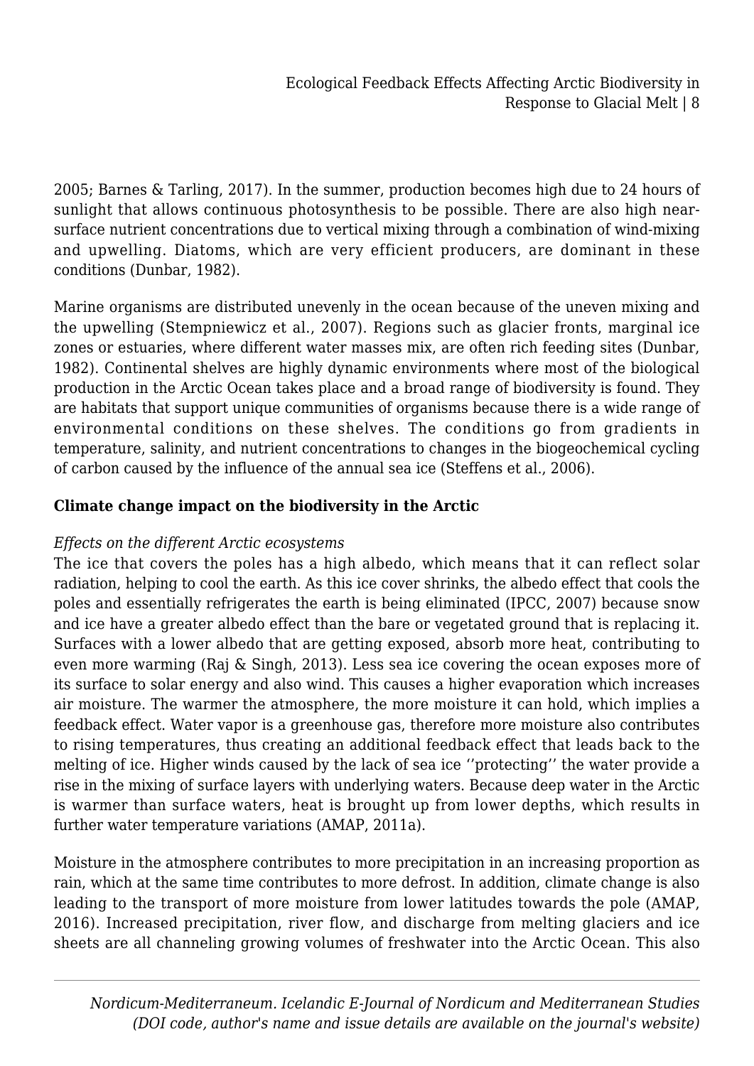2005; Barnes & Tarling, 2017). In the summer, production becomes high due to 24 hours of sunlight that allows continuous photosynthesis to be possible. There are also high near-surface nutrient concentrations due to vertical mixing through a combination of wind-mixing and upwelling. Diatoms, which are very efficient producers, are dominant in these conditions (Dunbar, 1982).

Marine organisms are distributed unevenly in the ocean because of the uneven mixing and the upwelling (Stempniewicz et al., 2007). Regions such as glacier fronts, marginal ice zones or estuaries, where different water masses mix, are often rich feeding sites (Dunbar, 1982). Continental shelves are highly dynamic environments where most of the biological production in the Arctic Ocean takes place and a broad range of biodiversity is found. They are habitats that support unique communities of organisms because there is a wide range of environmental conditions on these shelves. The conditions go from gradients in temperature, salinity, and nutrient concentrations to changes in the biogeochemical cycling of carbon caused by the influence of the annual sea ice (Steffens et al., 2006).

## Climate change impact on the biodiversity in the Arctic

### *Effects on the different Arctic ecosystems*

The ice that covers the poles has a high albedo, which means that it can reflect solar radiation, helping to cool the earth. As this ice cover shrinks, the albedo effect that cools the poles and essentially refrigerates the earth is being eliminated (IPCC, 2007) because snow and ice have a greater albedo effect than the bare or vegetated ground that is replacing it. Surfaces with a lower albedo that are getting exposed, absorb more heat, contributing to even more warming (Raj & Singh, 2013). Less sea ice covering the ocean exposes more of its surface to solar energy and also wind. This causes a higher evaporation which increases air moisture. The warmer the atmosphere, the more moisture it can hold, which implies a feedback effect. Water vapor is a greenhouse gas, therefore more moisture also contributes to rising temperatures, thus creating an additional feedback effect that leads back to the melting of ice. Higher winds caused by the lack of sea ice ''protecting'' the water provide a rise in the mixing of surface layers with underlying waters. Because deep water in the Arctic is warmer than surface waters, heat is brought up from lower depths, which results in further water temperature variations (AMAP, 2011a).

Moisture in the atmosphere contributes to more precipitation in an increasing proportion as rain, which at the same time contributes to more defrost. In addition, climate change is also leading to the transport of more moisture from lower latitudes towards the pole (AMAP, 2016). Increased precipitation, river flow, and discharge from melting glaciers and ice sheets are all channeling growing volumes of freshwater into the Arctic Ocean. This also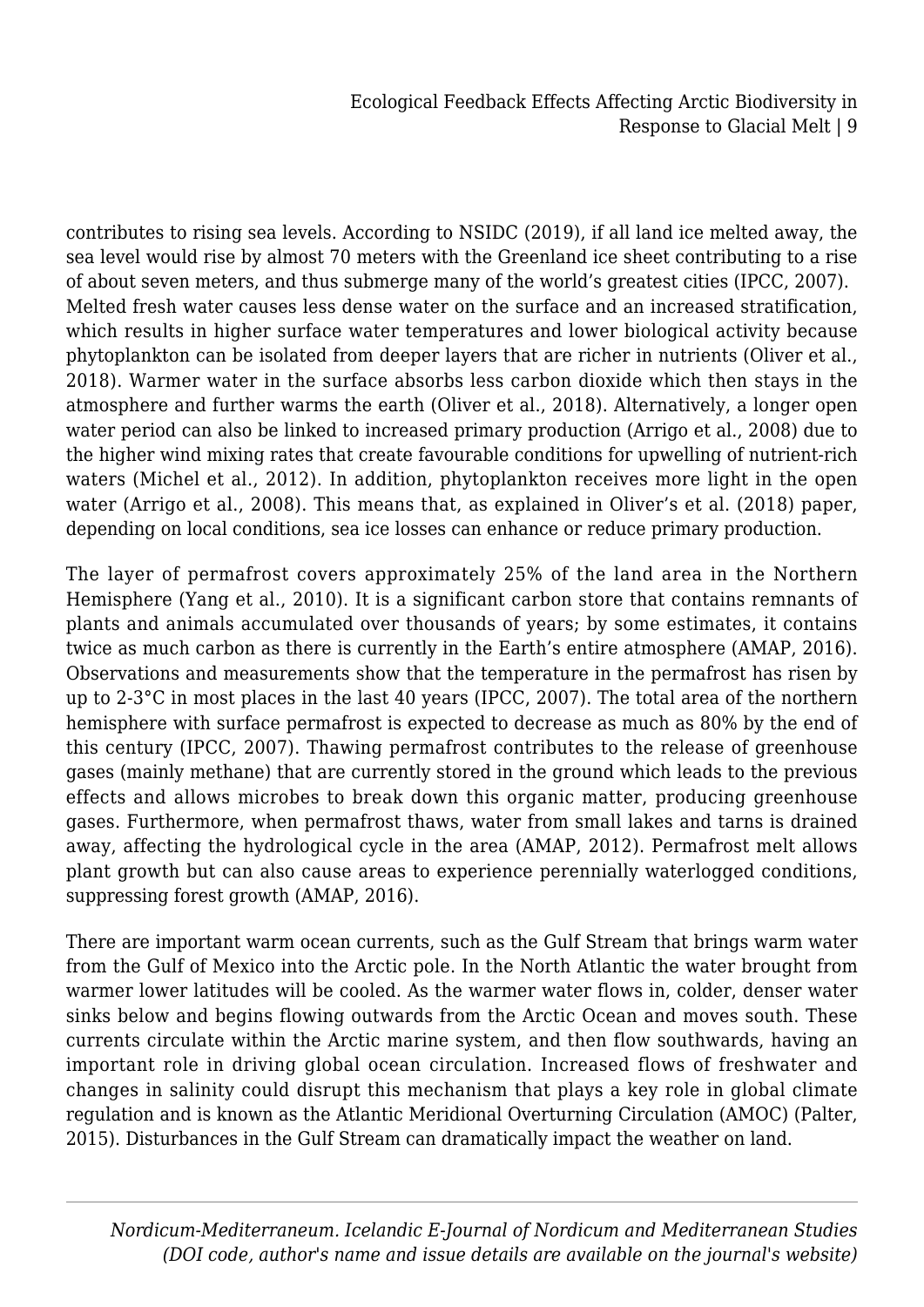contributes to rising sea levels. According to NSIDC (2019), if all land ice melted away, the sea level would rise by almost 70 meters with the Greenland ice sheet contributing to a rise of about seven meters, and thus submerge many of the world's greatest cities (IPCC, 2007). Melted fresh water causes less dense water on the surface and an increased stratification, which results in higher surface water temperatures and lower biological activity because phytoplankton can be isolated from deeper layers that are richer in nutrients (Oliver et al., 2018). Warmer water in the surface absorbs less carbon dioxide which then stays in the atmosphere and further warms the earth (Oliver et al., 2018). Alternatively, a longer open water period can also be linked to increased primary production (Arrigo et al., 2008) due to the higher wind mixing rates that create favourable conditions for upwelling of nutrient-rich waters (Michel et al., 2012). In addition, phytoplankton receives more light in the open water (Arrigo et al., 2008). This means that, as explained in Oliver's et al. (2018) paper, depending on local conditions, sea ice losses can enhance or reduce primary production.

The layer of permafrost covers approximately 25% of the land area in the Northern Hemisphere (Yang et al., 2010). It is a significant carbon store that contains remnants of plants and animals accumulated over thousands of years; by some estimates, it contains twice as much carbon as there is currently in the Earth's entire atmosphere (AMAP, 2016). Observations and measurements show that the temperature in the permafrost has risen by up to 2-3°C in most places in the last 40 years (IPCC, 2007). The total area of the northern hemisphere with surface permafrost is expected to decrease as much as 80% by the end of this century (IPCC, 2007). Thawing permafrost contributes to the release of greenhouse gases (mainly methane) that are currently stored in the ground which leads to the previous effects and allows microbes to break down this organic matter, producing greenhouse gases. Furthermore, when permafrost thaws, water from small lakes and tarns is drained away, affecting the hydrological cycle in the area (AMAP, 2012). Permafrost melt allows plant growth but can also cause areas to experience perennially waterlogged conditions, suppressing forest growth (AMAP, 2016).

There are important warm ocean currents, such as the Gulf Stream that brings warm water from the Gulf of Mexico into the Arctic pole. In the North Atlantic the water brought from warmer lower latitudes will be cooled. As the warmer water flows in, colder, denser water sinks below and begins flowing outwards from the Arctic Ocean and moves south. These currents circulate within the Arctic marine system, and then flow southwards, having an important role in driving global ocean circulation. Increased flows of freshwater and changes in salinity could disrupt this mechanism that plays a key role in global climate regulation and is known as the Atlantic Meridional Overturning Circulation (AMOC) (Palter, 2015). Disturbances in the Gulf Stream can dramatically impact the weather on land.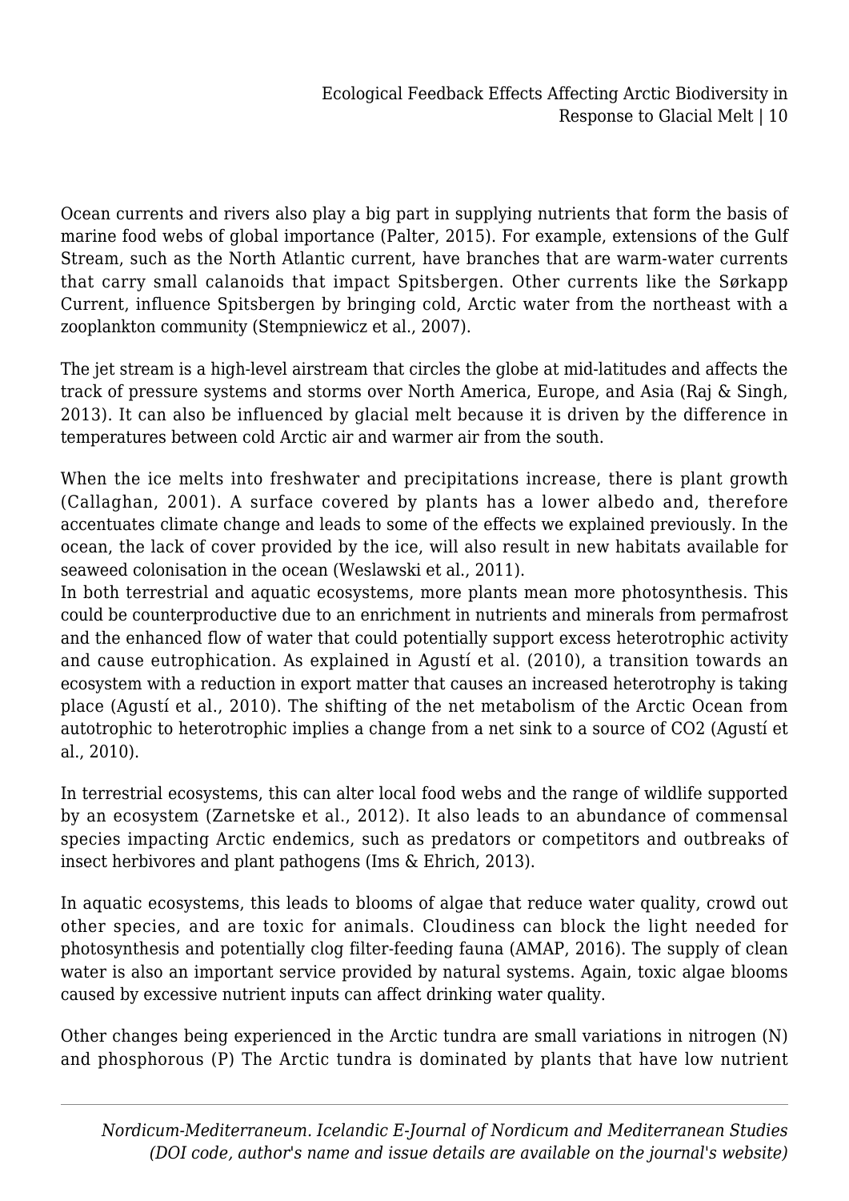Ocean currents and rivers also play a big part in supplying nutrients that form the basis of marine food webs of global importance (Palter, 2015). For example, extensions of the Gulf Stream, such as the North Atlantic current, have branches that are warm-water currents that carry small calanoids that impact Spitsbergen. Other currents like the Sørkapp Current, influence Spitsbergen by bringing cold, Arctic water from the northeast with a zooplankton community (Stempniewicz et al., 2007).

The jet stream is a high-level airstream that circles the globe at mid-latitudes and affects the track of pressure systems and storms over North America, Europe, and Asia (Raj & Singh, 2013). It can also be influenced by glacial melt because it is driven by the difference in temperatures between cold Arctic air and warmer air from the south.

When the ice melts into freshwater and precipitations increase, there is plant growth (Callaghan, 2001). A surface covered by plants has a lower albedo and, therefore accentuates climate change and leads to some of the effects we explained previously. In the ocean, the lack of cover provided by the ice, will also result in new habitats available for seaweed colonisation in the ocean (Weslawski et al., 2011).
In both terrestrial and aquatic ecosystems, more plants mean more photosynthesis. This could be counterproductive due to an enrichment in nutrients and minerals from permafrost and the enhanced flow of water that could potentially support excess heterotrophic activity and cause eutrophication. As explained in Agustí et al. (2010), a transition towards an ecosystem with a reduction in export matter that causes an increased heterotrophy is taking place (Agustí et al., 2010). The shifting of the net metabolism of the Arctic Ocean from autotrophic to heterotrophic implies a change from a net sink to a source of $CO_2$ (Agustí et al., 2010).

In terrestrial ecosystems, this can alter local food webs and the range of wildlife supported by an ecosystem (Zarnetske et al., 2012). It also leads to an abundance of commensal species impacting Arctic endemics, such as predators or competitors and outbreaks of insect herbivores and plant pathogens (Ims & Ehrich, 2013).

In aquatic ecosystems, this leads to blooms of algae that reduce water quality, crowd out other species, and are toxic for animals. Cloudiness can block the light needed for photosynthesis and potentially clog filter-feeding fauna (AMAP, 2016). The supply of clean water is also an important service provided by natural systems. Again, toxic algae blooms caused by excessive nutrient inputs can affect drinking water quality.

Other changes being experienced in the Arctic tundra are small variations in nitrogen (N) and phosphorous (P) The Arctic tundra is dominated by plants that have low nutrient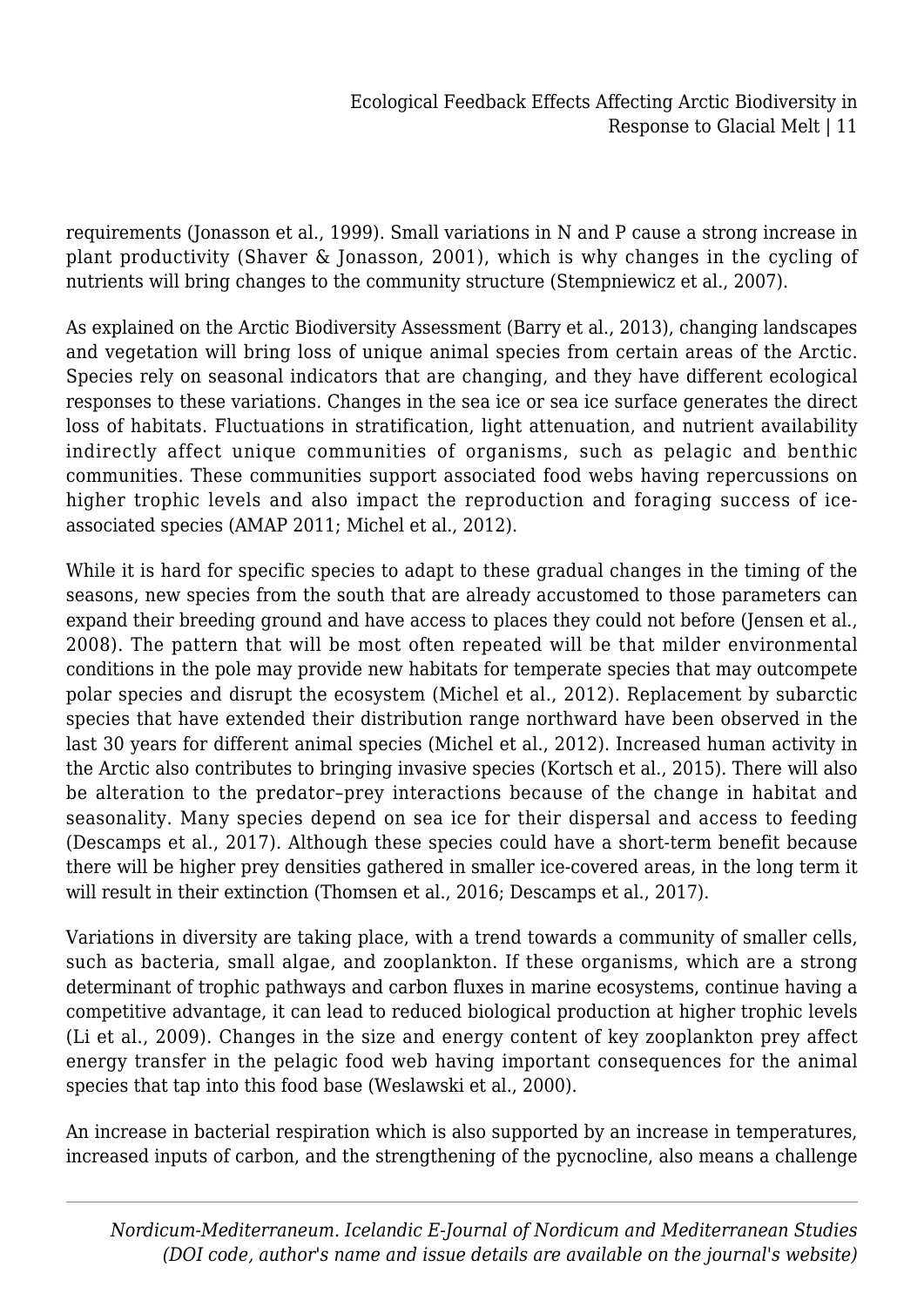requirements (Jonasson et al., 1999). Small variations in N and P cause a strong increase in plant productivity (Shaver & Jonasson, 2001), which is why changes in the cycling of nutrients will bring changes to the community structure (Stempniewicz et al., 2007).

As explained on the Arctic Biodiversity Assessment (Barry et al., 2013), changing landscapes and vegetation will bring loss of unique animal species from certain areas of the Arctic. Species rely on seasonal indicators that are changing, and they have different ecological responses to these variations. Changes in the sea ice or sea ice surface generates the direct loss of habitats. Fluctuations in stratification, light attenuation, and nutrient availability indirectly affect unique communities of organisms, such as pelagic and benthic communities. These communities support associated food webs having repercussions on higher trophic levels and also impact the reproduction and foraging success of ice-associated species (AMAP 2011; Michel et al., 2012).

While it is hard for specific species to adapt to these gradual changes in the timing of the seasons, new species from the south that are already accustomed to those parameters can expand their breeding ground and have access to places they could not before (Jensen et al., 2008). The pattern that will be most often repeated will be that milder environmental conditions in the pole may provide new habitats for temperate species that may outcompete polar species and disrupt the ecosystem (Michel et al., 2012). Replacement by subarctic species that have extended their distribution range northward have been observed in the last 30 years for different animal species (Michel et al., 2012). Increased human activity in the Arctic also contributes to bringing invasive species (Kortsch et al., 2015). There will also be alteration to the predator–prey interactions because of the change in habitat and seasonality. Many species depend on sea ice for their dispersal and access to feeding (Descamps et al., 2017). Although these species could have a short-term benefit because there will be higher prey densities gathered in smaller ice-covered areas, in the long term it will result in their extinction (Thomsen et al., 2016; Descamps et al., 2017).

Variations in diversity are taking place, with a trend towards a community of smaller cells, such as bacteria, small algae, and zooplankton. If these organisms, which are a strong determinant of trophic pathways and carbon fluxes in marine ecosystems, continue having a competitive advantage, it can lead to reduced biological production at higher trophic levels (Li et al., 2009). Changes in the size and energy content of key zooplankton prey affect energy transfer in the pelagic food web having important consequences for the animal species that tap into this food base (Weslawski et al., 2000).

An increase in bacterial respiration which is also supported by an increase in temperatures, increased inputs of carbon, and the strengthening of the pycnocline, also means a challenge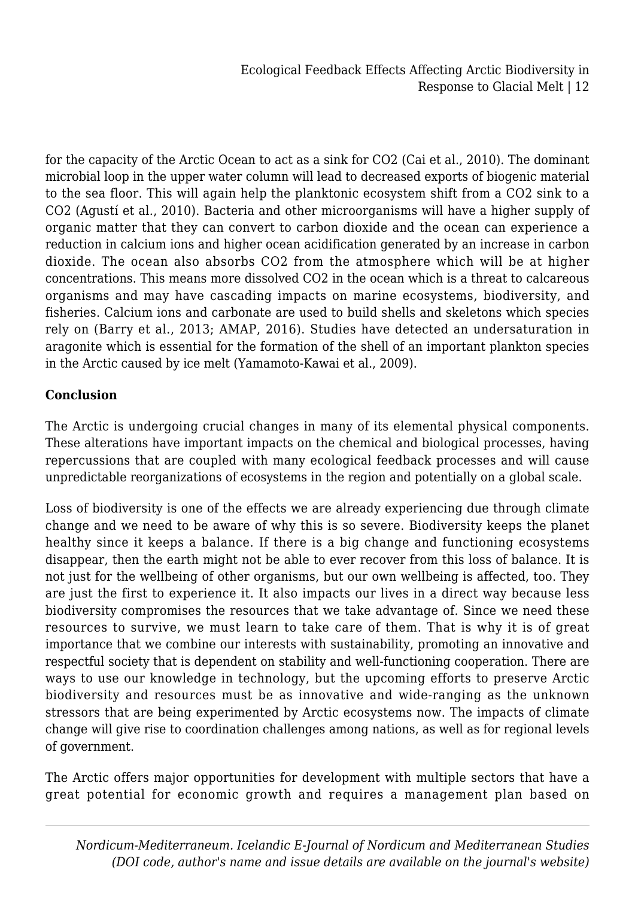for the capacity of the Arctic Ocean to act as a sink for $CO_2$ (Cai et al., 2010). The dominant microbial loop in the upper water column will lead to decreased exports of biogenic material to the sea floor. This will again help the planktonic ecosystem shift from a $CO_2$ sink to a $CO_2$ (Agustí et al., 2010). Bacteria and other microorganisms will have a higher supply of organic matter that they can convert to carbon dioxide and the ocean can experience a reduction in calcium ions and higher ocean acidification generated by an increase in carbon dioxide. The ocean also absorbs $CO_2$ from the atmosphere which will be at higher concentrations. This means more dissolved $CO_2$ in the ocean which is a threat to calcareous organisms and may have cascading impacts on marine ecosystems, biodiversity, and fisheries. Calcium ions and carbonate are used to build shells and skeletons which species rely on (Barry et al., 2013; AMAP, 2016). Studies have detected an undersaturation in aragonite which is essential for the formation of the shell of an important plankton species in the Arctic caused by ice melt (Yamamoto-Kawai et al., 2009).

## Conclusion

The Arctic is undergoing crucial changes in many of its elemental physical components. These alterations have important impacts on the chemical and biological processes, having repercussions that are coupled with many ecological feedback processes and will cause unpredictable reorganizations of ecosystems in the region and potentially on a global scale.

Loss of biodiversity is one of the effects we are already experiencing due through climate change and we need to be aware of why this is so severe. Biodiversity keeps the planet healthy since it keeps a balance. If there is a big change and functioning ecosystems disappear, then the earth might not be able to ever recover from this loss of balance. It is not just for the wellbeing of other organisms, but our own wellbeing is affected, too. They are just the first to experience it. It also impacts our lives in a direct way because less biodiversity compromises the resources that we take advantage of. Since we need these resources to survive, we must learn to take care of them. That is why it is of great importance that we combine our interests with sustainability, promoting an innovative and respectful society that is dependent on stability and well-functioning cooperation. There are ways to use our knowledge in technology, but the upcoming efforts to preserve Arctic biodiversity and resources must be as innovative and wide-ranging as the unknown stressors that are being experimented by Arctic ecosystems now. The impacts of climate change will give rise to coordination challenges among nations, as well as for regional levels of government.

The Arctic offers major opportunities for development with multiple sectors that have a great potential for economic growth and requires a management plan based on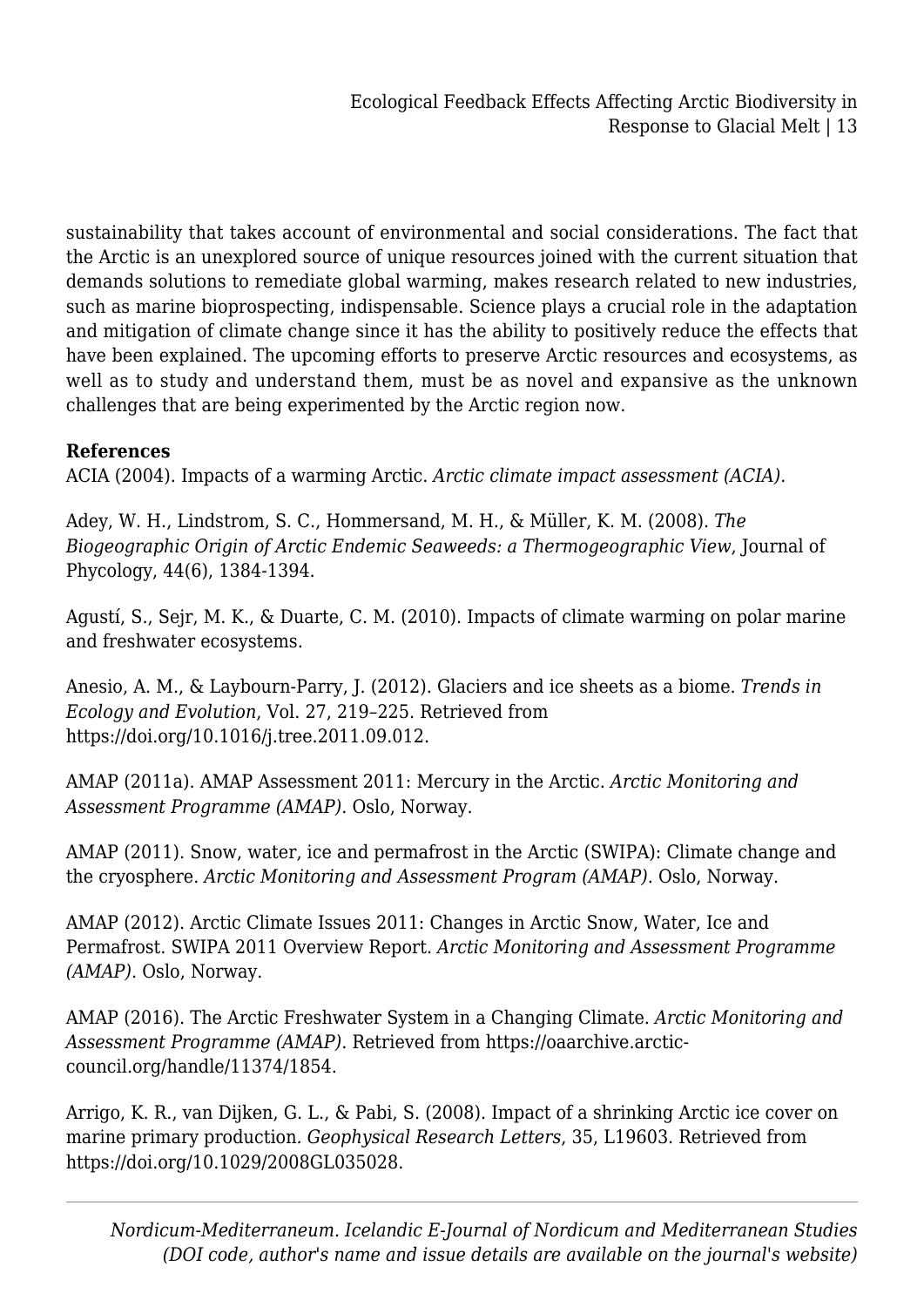sustainability that takes account of environmental and social considerations. The fact that the Arctic is an unexplored source of unique resources joined with the current situation that demands solutions to remediate global warming, makes research related to new industries, such as marine bioprospecting, indispensable. Science plays a crucial role in the adaptation and mitigation of climate change since it has the ability to positively reduce the effects that have been explained. The upcoming efforts to preserve Arctic resources and ecosystems, as well as to study and understand them, must be as novel and expansive as the unknown challenges that are being experimented by the Arctic region now.

**References**

ACIA (2004). Impacts of a warming Arctic. *Arctic climate impact assessment (ACIA)*.

Adey, W. H., Lindstrom, S. C., Hommersand, M. H., & Müller, K. M. (2008). *The Biogeographic Origin of Arctic Endemic Seaweeds: a Thermogeographic View*, Journal of Phycology, 44(6), 1384-1394.

Agustí, S., Sejr, M. K., & Duarte, C. M. (2010). Impacts of climate warming on polar marine and freshwater ecosystems.

Anesio, A. M., & Laybourn-Parry, J. (2012). Glaciers and ice sheets as a biome. *Trends in Ecology and Evolution*, Vol. 27, 219–225. Retrieved from https://doi.org/10.1016/j.tree.2011.09.012.

AMAP (2011a). AMAP Assessment 2011: Mercury in the Arctic. *Arctic Monitoring and Assessment Programme (AMAP)*. Oslo, Norway.

AMAP (2011). Snow, water, ice and permafrost in the Arctic (SWIPA): Climate change and the cryosphere. *Arctic Monitoring and Assessment Program (AMAP)*. Oslo, Norway.

AMAP (2012). Arctic Climate Issues 2011: Changes in Arctic Snow, Water, Ice and Permafrost. SWIPA 2011 Overview Report. *Arctic Monitoring and Assessment Programme (AMAP)*. Oslo, Norway.

AMAP (2016). The Arctic Freshwater System in a Changing Climate. *Arctic Monitoring and Assessment Programme (AMAP)*. Retrieved from https://oaarchive.arctic-council.org/handle/11374/1854.

Arrigo, K. R., van Dijken, G. L., & Pabi, S. (2008). Impact of a shrinking Arctic ice cover on marine primary production. *Geophysical Research Letters*, 35, L19603. Retrieved from https://doi.org/10.1029/2008GL035028.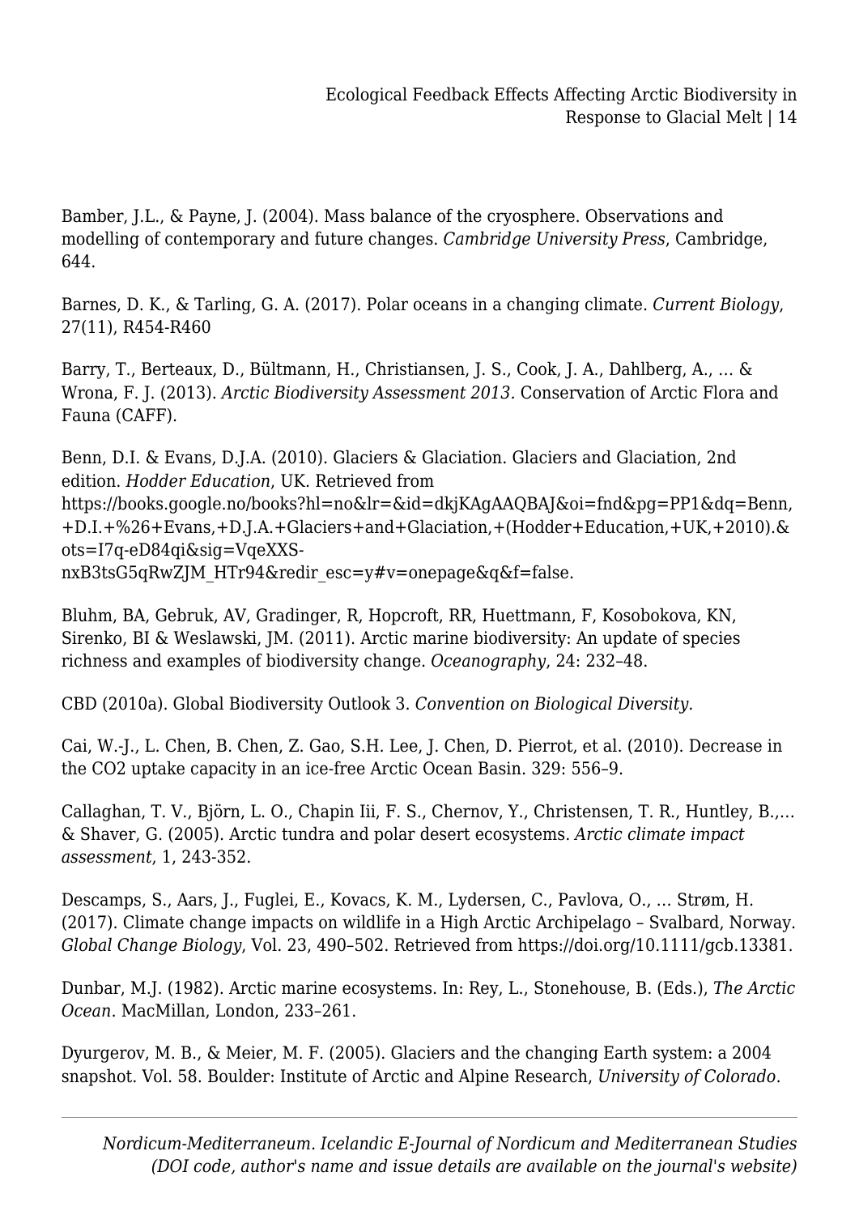Bamber, J.L., & Payne, J. (2004). Mass balance of the cryosphere. Observations and modelling of contemporary and future changes. *Cambridge University Press*, Cambridge, 644.

Barnes, D. K., & Tarling, G. A. (2017). Polar oceans in a changing climate. *Current Biology*, 27(11), R454-R460

Barry, T., Berteaux, D., Bültmann, H., Christiansen, J. S., Cook, J. A., Dahlberg, A., … & Wrona, F. J. (2013). *Arctic Biodiversity Assessment 2013.* Conservation of Arctic Flora and Fauna (CAFF).

Benn, D.I. & Evans, D.J.A. (2010). Glaciers & Glaciation. Glaciers and Glaciation, 2nd edition. *Hodder Education*, UK. Retrieved from https://books.google.no/books?hl=no&lr=&id=dkjKAgAAQBAJ&oi=fnd&pg=PP1&dq=Benn,+D.I.+%26+Evans,+D.J.A.+Glaciers+and+Glaciation,+(Hodder+Education,+UK,+2010).&ots=I7q-eD84qi&sig=VqeXXS-nxB3tsG5qRwZJM_HTr94&redir_esc=y#v=onepage&q&f=false.

Bluhm, BA, Gebruk, AV, Gradinger, R, Hopcroft, RR, Huettmann, F, Kosobokova, KN, Sirenko, BI & Weslawski, JM. (2011). Arctic marine biodiversity: An update of species richness and examples of biodiversity change. *Oceanography*, 24: 232–48.

CBD (2010a). Global Biodiversity Outlook 3. *Convention on Biological Diversity.*

Cai, W.-J., L. Chen, B. Chen, Z. Gao, S.H. Lee, J. Chen, D. Pierrot, et al. (2010). Decrease in the CO2 uptake capacity in an ice-free Arctic Ocean Basin. 329: 556–9.

Callaghan, T. V., Björn, L. O., Chapin Iii, F. S., Chernov, Y., Christensen, T. R., Huntley, B.,… & Shaver, G. (2005). Arctic tundra and polar desert ecosystems. *Arctic climate impact assessment*, 1, 243-352.

Descamps, S., Aars, J., Fuglei, E., Kovacs, K. M., Lydersen, C., Pavlova, O., … Strøm, H. (2017). Climate change impacts on wildlife in a High Arctic Archipelago – Svalbard, Norway. *Global Change Biology*, Vol. 23, 490–502. Retrieved from https://doi.org/10.1111/gcb.13381.

Dunbar, M.J. (1982). Arctic marine ecosystems. In: Rey, L., Stonehouse, B. (Eds.), *The Arctic Ocean*. MacMillan, London, 233–261.

Dyurgerov, M. B., & Meier, M. F. (2005). Glaciers and the changing Earth system: a 2004 snapshot. Vol. 58. Boulder: Institute of Arctic and Alpine Research, *University of Colorado*.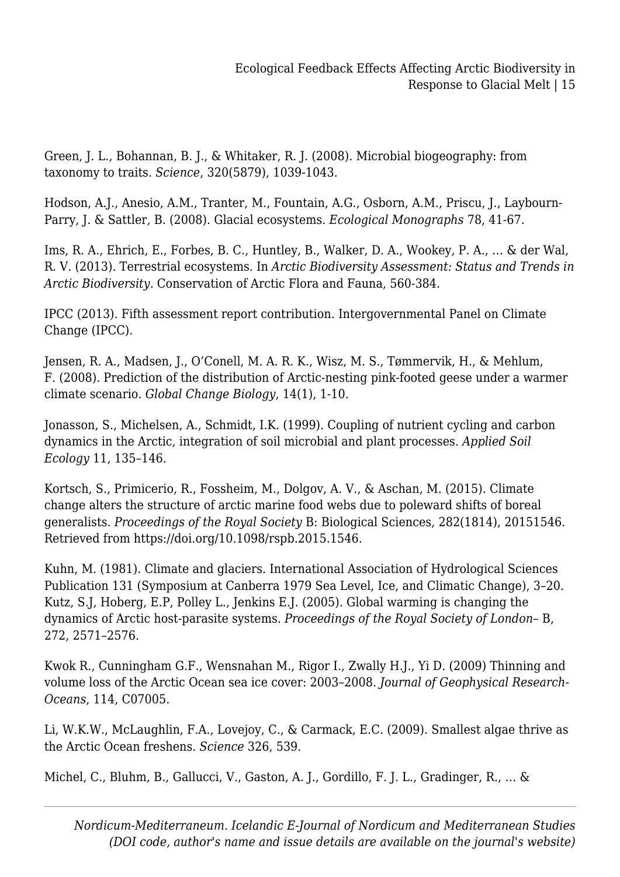Green, J. L., Bohannan, B. J., & Whitaker, R. J. (2008). Microbial biogeography: from taxonomy to traits. *Science*, 320(5879), 1039-1043.

Hodson, A.J., Anesio, A.M., Tranter, M., Fountain, A.G., Osborn, A.M., Priscu, J., Laybourn-Parry, J. & Sattler, B. (2008). Glacial ecosystems. *Ecological Monographs* 78, 41-67.

Ims, R. A., Ehrich, E., Forbes, B. C., Huntley, B., Walker, D. A., Wookey, P. A., … & der Wal, R. V. (2013). Terrestrial ecosystems. In *Arctic Biodiversity Assessment: Status and Trends in Arctic Biodiversity*. Conservation of Arctic Flora and Fauna, 560-384.

IPCC (2013). Fifth assessment report contribution. Intergovernmental Panel on Climate Change (IPCC).

Jensen, R. A., Madsen, J., O'Conell, M. A. R. K., Wisz, M. S., Tømmervik, H., & Mehlum, F. (2008). Prediction of the distribution of Arctic-nesting pink-footed geese under a warmer climate scenario. *Global Change Biology*, 14(1), 1-10.

Jonasson, S., Michelsen, A., Schmidt, I.K. (1999). Coupling of nutrient cycling and carbon dynamics in the Arctic, integration of soil microbial and plant processes. *Applied Soil Ecology* 11, 135–146.

Kortsch, S., Primicerio, R., Fossheim, M., Dolgov, A. V., & Aschan, M. (2015). Climate change alters the structure of arctic marine food webs due to poleward shifts of boreal generalists. *Proceedings of the Royal Society* B: Biological Sciences, 282(1814), 20151546. Retrieved from https://doi.org/10.1098/rspb.2015.1546.

Kuhn, M. (1981). Climate and glaciers. International Association of Hydrological Sciences Publication 131 (Symposium at Canberra 1979 Sea Level, Ice, and Climatic Change), 3–20. Kutz, S.J, Hoberg, E.P, Polley L., Jenkins E.J. (2005). Global warming is changing the dynamics of Arctic host-parasite systems. *Proceedings of the Royal Society of London*– B, 272, 2571–2576.

Kwok R., Cunningham G.F., Wensnahan M., Rigor I., Zwally H.J., Yi D. (2009) Thinning and volume loss of the Arctic Ocean sea ice cover: 2003–2008. *Journal of Geophysical Research-Oceans*, 114, C07005.

Li, W.K.W., McLaughlin, F.A., Lovejoy, C., & Carmack, E.C. (2009). Smallest algae thrive as the Arctic Ocean freshens. *Science* 326, 539.

Michel, C., Bluhm, B., Gallucci, V., Gaston, A. J., Gordillo, F. J. L., Gradinger, R., … &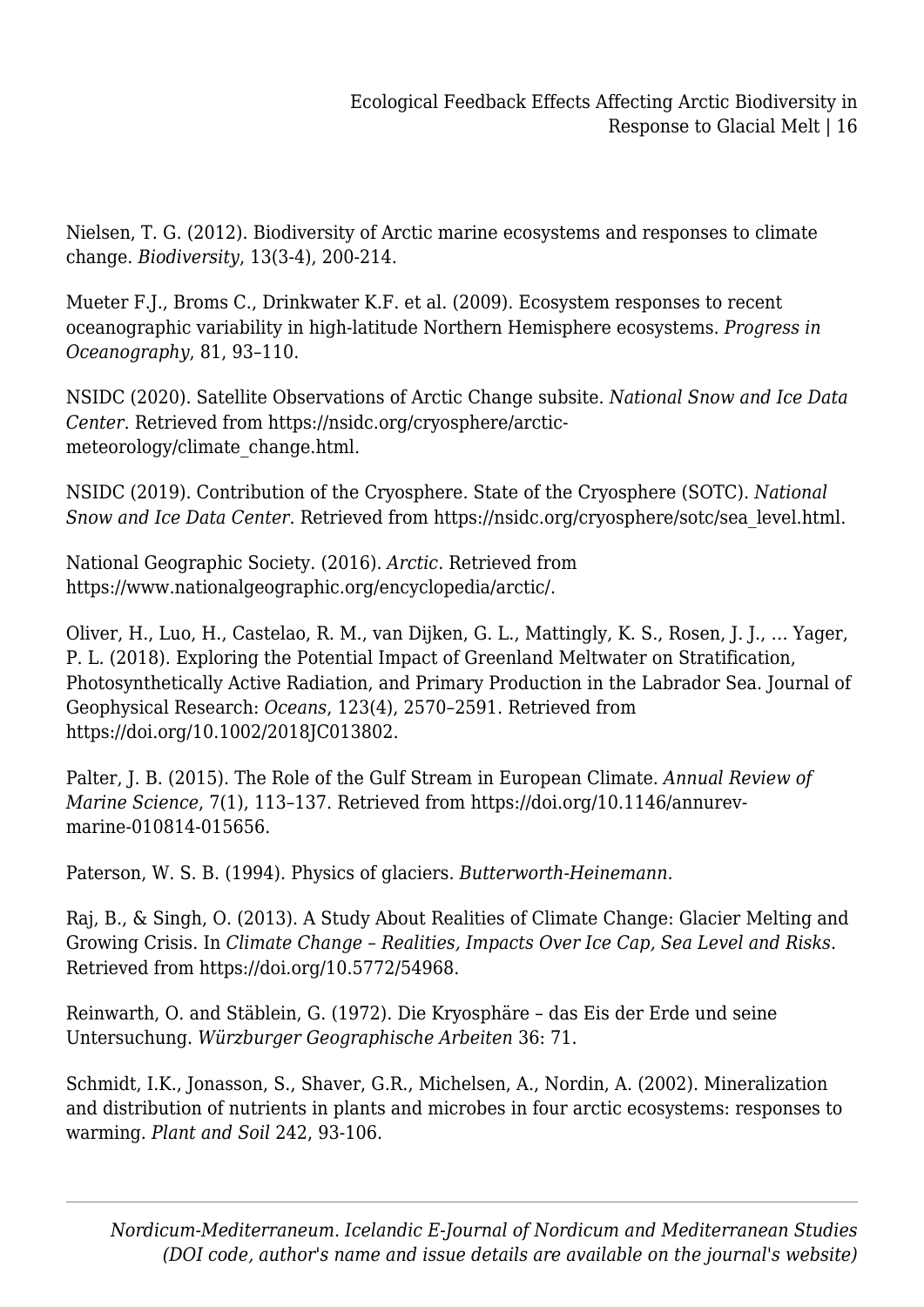Nielsen, T. G. (2012). Biodiversity of Arctic marine ecosystems and responses to climate change. *Biodiversity*, 13(3-4), 200-214.

Mueter F.J., Broms C., Drinkwater K.F. et al. (2009). Ecosystem responses to recent oceanographic variability in high-latitude Northern Hemisphere ecosystems. *Progress in Oceanography*, 81, 93–110.

NSIDC (2020). Satellite Observations of Arctic Change subsite. *National Snow and Ice Data Center*. Retrieved from https://nsidc.org/cryosphere/arctic-meteorology/climate_change.html.

NSIDC (2019). Contribution of the Cryosphere. State of the Cryosphere (SOTC). *National Snow and Ice Data Center*. Retrieved from https://nsidc.org/cryosphere/sotc/sea_level.html.

National Geographic Society. (2016). *Arctic*. Retrieved from https://www.nationalgeographic.org/encyclopedia/arctic/.

Oliver, H., Luo, H., Castelao, R. M., van Dijken, G. L., Mattingly, K. S., Rosen, J. J., … Yager, P. L. (2018). Exploring the Potential Impact of Greenland Meltwater on Stratification, Photosynthetically Active Radiation, and Primary Production in the Labrador Sea. Journal of Geophysical Research: *Oceans*, 123(4), 2570–2591. Retrieved from https://doi.org/10.1002/2018JC013802.

Palter, J. B. (2015). The Role of the Gulf Stream in European Climate. *Annual Review of Marine Science*, 7(1), 113–137. Retrieved from https://doi.org/10.1146/annurev-marine-010814-015656.

Paterson, W. S. B. (1994). Physics of glaciers. *Butterworth-Heinemann*.

Raj, B., & Singh, O. (2013). A Study About Realities of Climate Change: Glacier Melting and Growing Crisis. In *Climate Change – Realities, Impacts Over Ice Cap, Sea Level and Risks*. Retrieved from https://doi.org/10.5772/54968.

Reinwarth, O. and Stäblein, G. (1972). Die Kryosphäre – das Eis der Erde und seine Untersuchung. *Würzburger Geographische Arbeiten* 36: 71.

Schmidt, I.K., Jonasson, S., Shaver, G.R., Michelsen, A., Nordin, A. (2002). Mineralization and distribution of nutrients in plants and microbes in four arctic ecosystems: responses to warming. *Plant and Soil* 242, 93-106.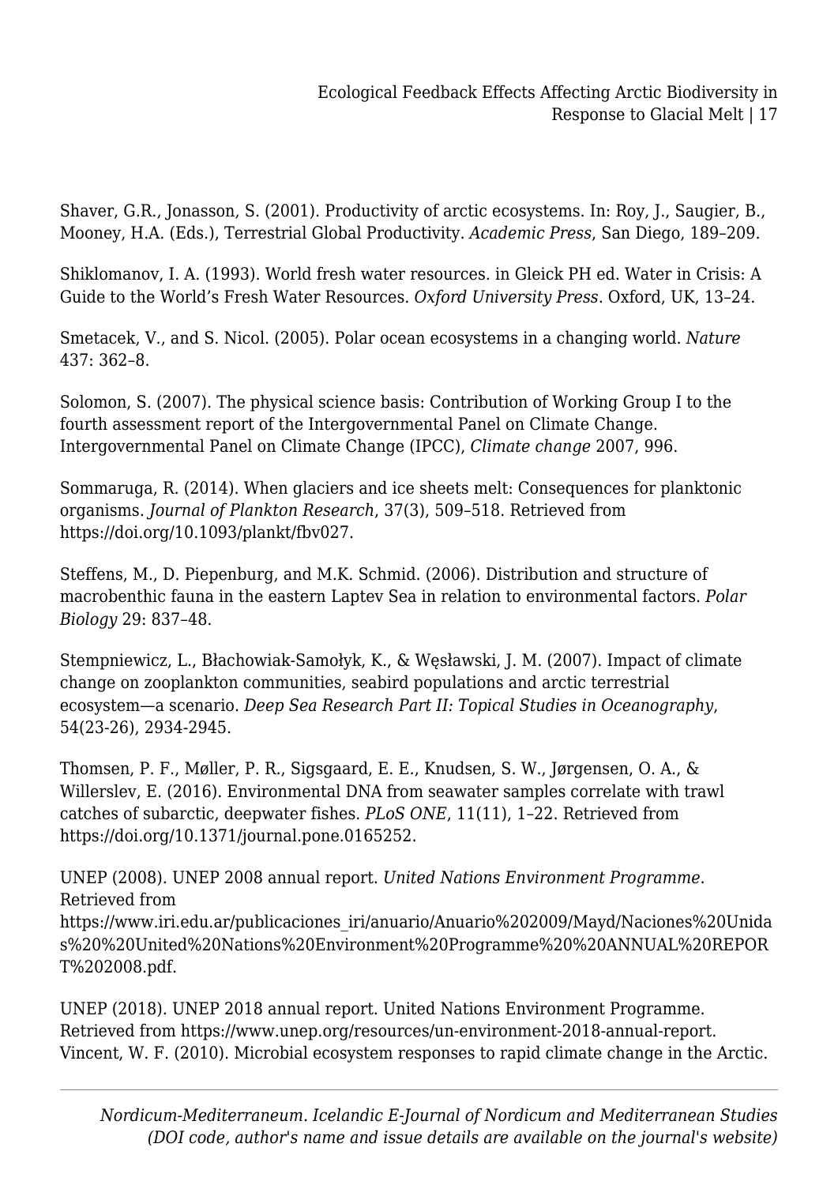Shaver, G.R., Jonasson, S. (2001). Productivity of arctic ecosystems. In: Roy, J., Saugier, B., Mooney, H.A. (Eds.), Terrestrial Global Productivity. *Academic Press*, San Diego, 189–209.

Shiklomanov, I. A. (1993). World fresh water resources. in Gleick PH ed. Water in Crisis: A Guide to the World's Fresh Water Resources. *Oxford University Press*. Oxford, UK, 13–24.

Smetacek, V., and S. Nicol. (2005). Polar ocean ecosystems in a changing world. *Nature* 437: 362–8.

Solomon, S. (2007). The physical science basis: Contribution of Working Group I to the fourth assessment report of the Intergovernmental Panel on Climate Change. Intergovernmental Panel on Climate Change (IPCC), *Climate change* 2007, 996.

Sommaruga, R. (2014). When glaciers and ice sheets melt: Consequences for planktonic organisms. *Journal of Plankton Research*, 37(3), 509–518. Retrieved from https://doi.org/10.1093/plankt/fbv027.

Steffens, M., D. Piepenburg, and M.K. Schmid. (2006). Distribution and structure of macrobenthic fauna in the eastern Laptev Sea in relation to environmental factors. *Polar Biology* 29: 837–48.

Stempniewicz, L., Błachowiak-Samołyk, K., & Węsławski, J. M. (2007). Impact of climate change on zooplankton communities, seabird populations and arctic terrestrial ecosystem—a scenario. *Deep Sea Research Part II: Topical Studies in Oceanography*, 54(23-26), 2934-2945.

Thomsen, P. F., Møller, P. R., Sigsgaard, E. E., Knudsen, S. W., Jørgensen, O. A., & Willerslev, E. (2016). Environmental DNA from seawater samples correlate with trawl catches of subarctic, deepwater fishes. *PLoS ONE*, 11(11), 1–22. Retrieved from https://doi.org/10.1371/journal.pone.0165252.

UNEP (2008). UNEP 2008 annual report. *United Nations Environment Programme*. Retrieved from https://www.iri.edu.ar/publicaciones_iri/anuario/Anuario%202009/Mayd/Naciones%20Unidas%20%20United%20Nations%20Environment%20Programme%20%20ANNUAL%20REPORT%202008.pdf.

UNEP (2018). UNEP 2018 annual report. United Nations Environment Programme. Retrieved from https://www.unep.org/resources/un-environment-2018-annual-report.
Vincent, W. F. (2010). Microbial ecosystem responses to rapid climate change in the Arctic.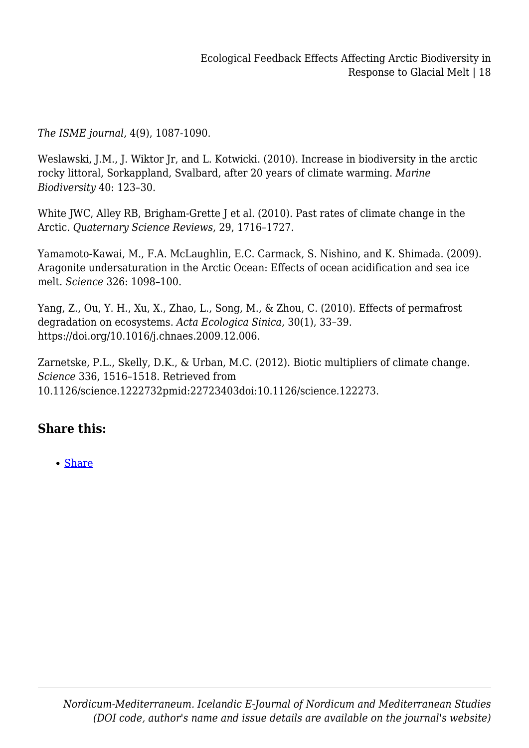*The ISME journal,* 4(9), 1087-1090.

Weslawski, J.M., J. Wiktor Jr, and L. Kotwicki. (2010). Increase in biodiversity in the arctic rocky littoral, Sorkappland, Svalbard, after 20 years of climate warming. *Marine Biodiversity* 40: 123–30.

White JWC, Alley RB, Brigham-Grette J et al. (2010). Past rates of climate change in the Arctic. *Quaternary Science Reviews*, 29, 1716–1727.

Yamamoto-Kawai, M., F.A. McLaughlin, E.C. Carmack, S. Nishino, and K. Shimada. (2009). Aragonite undersaturation in the Arctic Ocean: Effects of ocean acidification and sea ice melt. *Science* 326: 1098–100.

Yang, Z., Ou, Y. H., Xu, X., Zhao, L., Song, M., & Zhou, C. (2010). Effects of permafrost degradation on ecosystems. *Acta Ecologica Sinica*, 30(1), 33–39. https://doi.org/10.1016/j.chnaes.2009.12.006.

Zarnetske, P.L., Skelly, D.K., & Urban, M.C. (2012). Biotic multipliers of climate change. *Science* 336, 1516–1518. Retrieved from 10.1126/science.1222732pmid:22723403doi:10.1126/science.122273.

## Share this:

- Share

*Nordicum-Mediterraneum. Icelandic E-Journal of Nordicum and Mediterranean Studies (DOI code, author's name and issue details are available on the journal's website)*